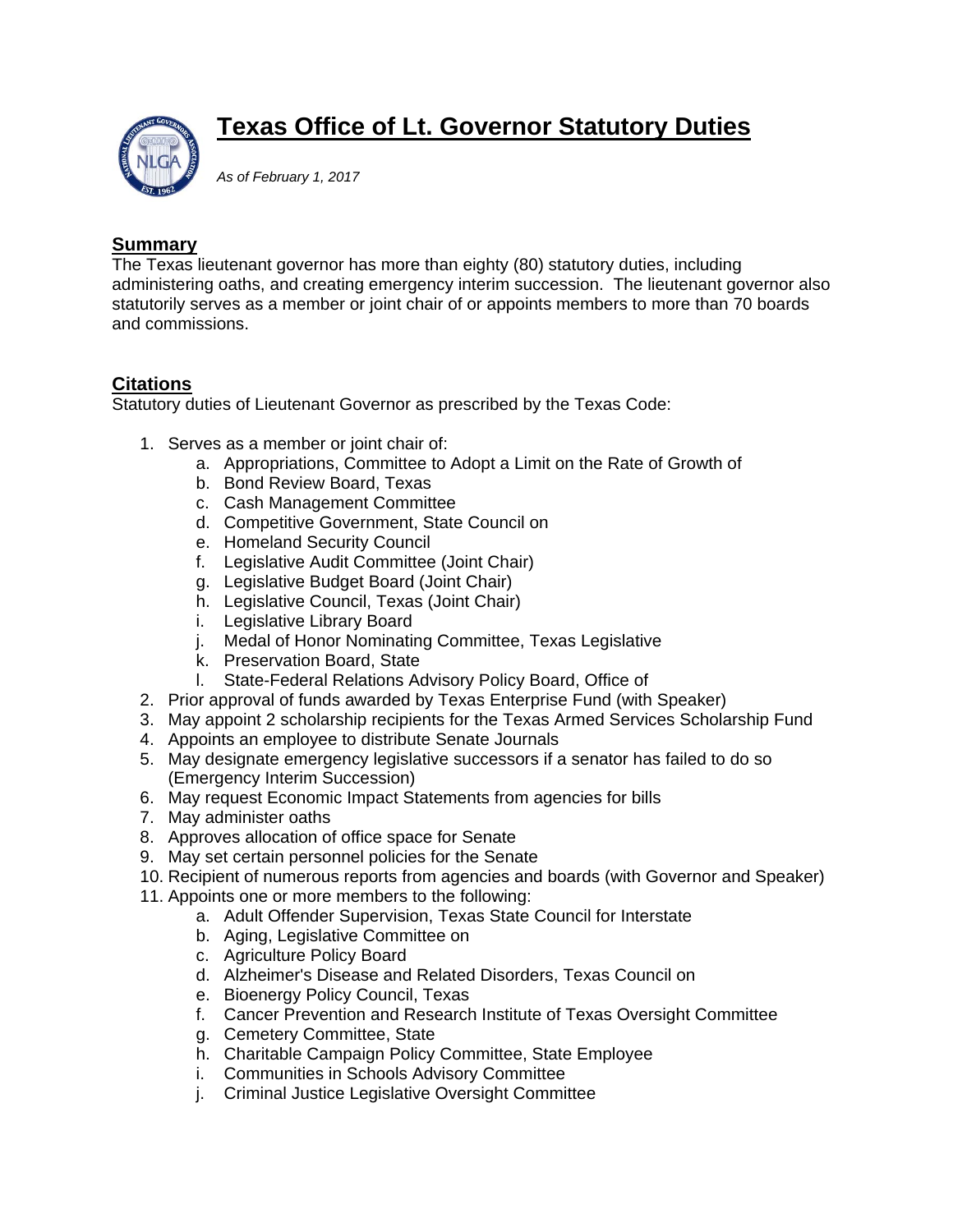# Texas Office of Lt. Governor Statutory Duties

*As of February 1, 2017*

## Summary

The Texas lieutenant governor has more than eighty (80) statutory duties, including administering oaths, and creating emergency interim succession. The lieutenant governor also statutorily serves as a member or joint chair of or appoints members to more than 70 boards and commissions.

## Citations

Statutory duties of Lieutenant Governor as prescribed by the Texas Code:

1. Serves as a member or joint chair of:
    a. Appropriations, Committee to Adopt a Limit on the Rate of Growth of
    b. Bond Review Board, Texas
    c. Cash Management Committee
    d. Competitive Government, State Council on
    e. Homeland Security Council
    f. Legislative Audit Committee (Joint Chair)
    g. Legislative Budget Board (Joint Chair)
    h. Legislative Council, Texas (Joint Chair)
    i. Legislative Library Board
    j. Medal of Honor Nominating Committee, Texas Legislative
    k. Preservation Board, State
    l. State-Federal Relations Advisory Policy Board, Office of
2. Prior approval of funds awarded by Texas Enterprise Fund (with Speaker)
3. May appoint 2 scholarship recipients for the Texas Armed Services Scholarship Fund
4. Appoints an employee to distribute Senate Journals
5. May designate emergency legislative successors if a senator has failed to do so (Emergency Interim Succession)
6. May request Economic Impact Statements from agencies for bills
7. May administer oaths
8. Approves allocation of office space for Senate
9. May set certain personnel policies for the Senate
10. Recipient of numerous reports from agencies and boards (with Governor and Speaker)
11. Appoints one or more members to the following:
    a. Adult Offender Supervision, Texas State Council for Interstate
    b. Aging, Legislative Committee on
    c. Agriculture Policy Board
    d. Alzheimer's Disease and Related Disorders, Texas Council on
    e. Bioenergy Policy Council, Texas
    f. Cancer Prevention and Research Institute of Texas Oversight Committee
    g. Cemetery Committee, State
    h. Charitable Campaign Policy Committee, State Employee
    i. Communities in Schools Advisory Committee
    j. Criminal Justice Legislative Oversight Committee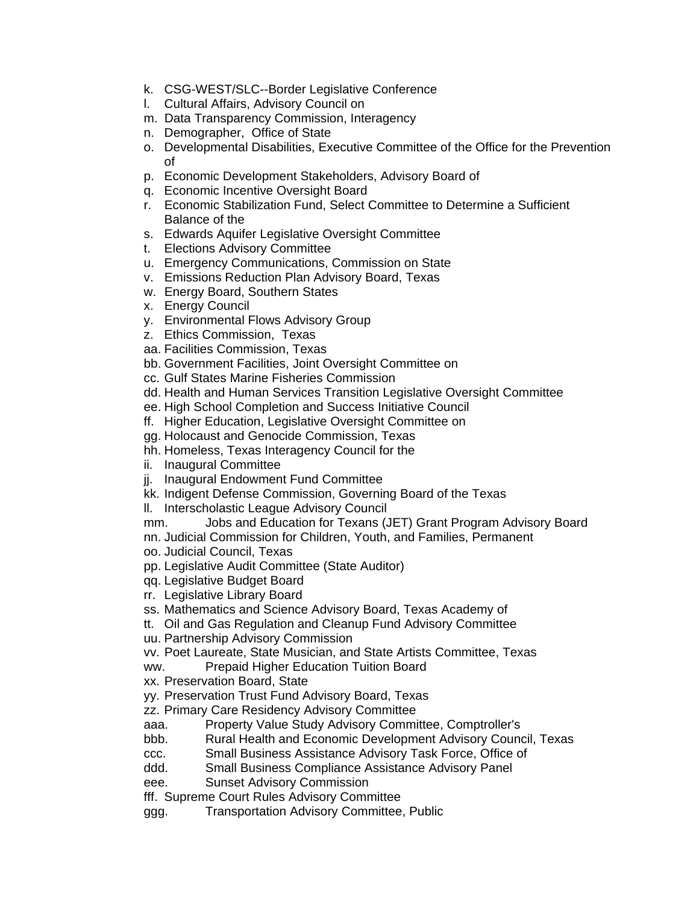k. CSG-WEST/SLC--Border Legislative Conference
l. Cultural Affairs, Advisory Council on
m. Data Transparency Commission, Interagency
n. Demographer, Office of State
o. Developmental Disabilities, Executive Committee of the Office for the Prevention of
p. Economic Development Stakeholders, Advisory Board of
q. Economic Incentive Oversight Board
r. Economic Stabilization Fund, Select Committee to Determine a Sufficient Balance of the
s. Edwards Aquifer Legislative Oversight Committee
t. Elections Advisory Committee
u. Emergency Communications, Commission on State
v. Emissions Reduction Plan Advisory Board, Texas
w. Energy Board, Southern States
x. Energy Council
y. Environmental Flows Advisory Group
z. Ethics Commission, Texas
aa. Facilities Commission, Texas
bb. Government Facilities, Joint Oversight Committee on
cc. Gulf States Marine Fisheries Commission
dd. Health and Human Services Transition Legislative Oversight Committee
ee. High School Completion and Success Initiative Council
ff. Higher Education, Legislative Oversight Committee on
gg. Holocaust and Genocide Commission, Texas
hh. Homeless, Texas Interagency Council for the
ii. Inaugural Committee
jj. Inaugural Endowment Fund Committee
kk. Indigent Defense Commission, Governing Board of the Texas
ll. Interscholastic League Advisory Council
mm. Jobs and Education for Texans (JET) Grant Program Advisory Board
nn. Judicial Commission for Children, Youth, and Families, Permanent
oo. Judicial Council, Texas
pp. Legislative Audit Committee (State Auditor)
qq. Legislative Budget Board
rr. Legislative Library Board
ss. Mathematics and Science Advisory Board, Texas Academy of
tt. Oil and Gas Regulation and Cleanup Fund Advisory Committee
uu. Partnership Advisory Commission
vv. Poet Laureate, State Musician, and State Artists Committee, Texas
ww. Prepaid Higher Education Tuition Board
xx. Preservation Board, State
yy. Preservation Trust Fund Advisory Board, Texas
zz. Primary Care Residency Advisory Committee
aaa. Property Value Study Advisory Committee, Comptroller's
bbb. Rural Health and Economic Development Advisory Council, Texas
ccc. Small Business Assistance Advisory Task Force, Office of
ddd. Small Business Compliance Assistance Advisory Panel
eee. Sunset Advisory Commission
fff. Supreme Court Rules Advisory Committee
ggg. Transportation Advisory Committee, Public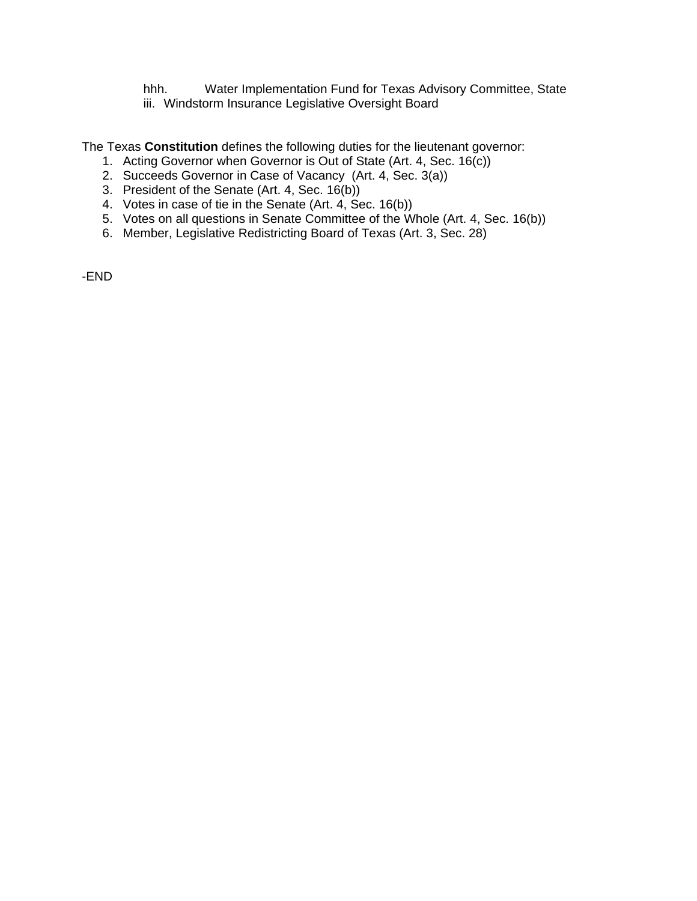hhh. Water Implementation Fund for Texas Advisory Committee, State
iii. Windstorm Insurance Legislative Oversight Board

The Texas **Constitution** defines the following duties for the lieutenant governor:

1. Acting Governor when Governor is Out of State (Art. 4, Sec. 16(c))
2. Succeeds Governor in Case of Vacancy (Art. 4, Sec. 3(a))
3. President of the Senate (Art. 4, Sec. 16(b))
4. Votes in case of tie in the Senate (Art. 4, Sec. 16(b))
5. Votes on all questions in Senate Committee of the Whole (Art. 4, Sec. 16(b))
6. Member, Legislative Redistricting Board of Texas (Art. 3, Sec. 28)

-END